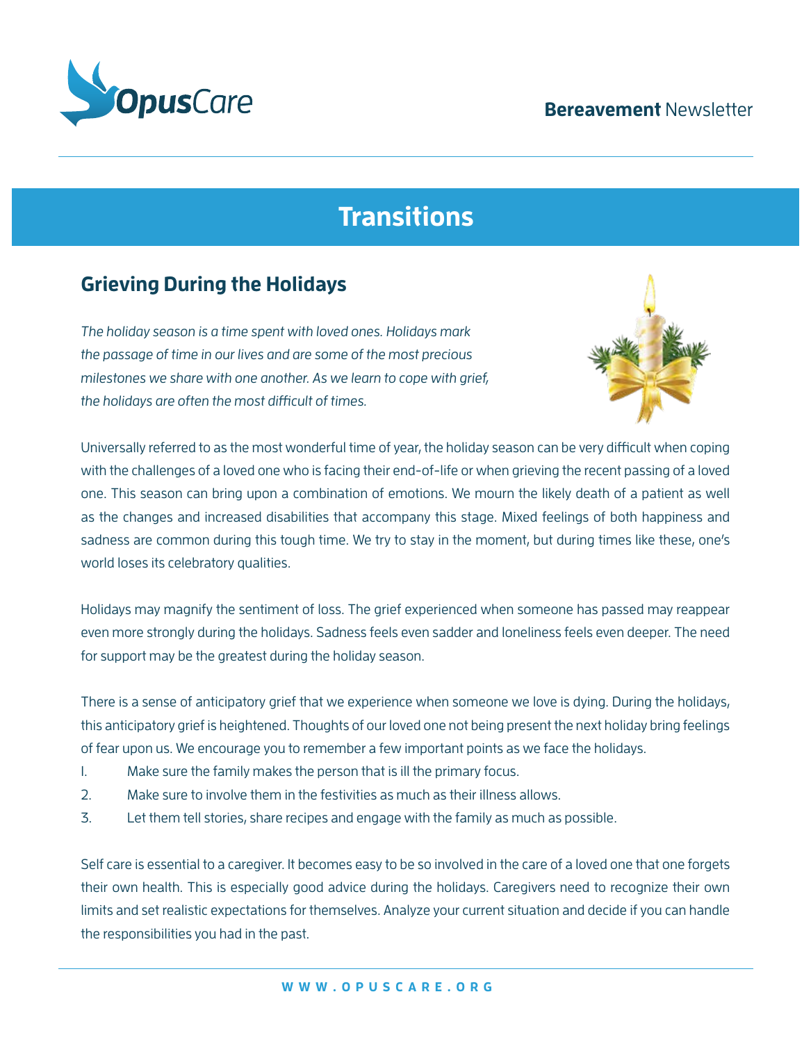**Bereavement** Newsletter

# Transitions

## Grieving During the Holidays

*The holiday season is a time spent with loved ones. Holidays mark the passage of time in our lives and are some of the most precious milestones we share with one another. As we learn to cope with grief, the holidays are often the most difficult of times.*

Universally referred to as the most wonderful time of year, the holiday season can be very difficult when coping with the challenges of a loved one who is facing their end-of-life or when grieving the recent passing of a loved one. This season can bring upon a combination of emotions. We mourn the likely death of a patient as well as the changes and increased disabilities that accompany this stage. Mixed feelings of both happiness and sadness are common during this tough time. We try to stay in the moment, but during times like these, one's world loses its celebratory qualities.

Holidays may magnify the sentiment of loss. The grief experienced when someone has passed may reappear even more strongly during the holidays. Sadness feels even sadder and loneliness feels even deeper. The need for support may be the greatest during the holiday season.

There is a sense of anticipatory grief that we experience when someone we love is dying. During the holidays, this anticipatory grief is heightened. Thoughts of our loved one not being present the next holiday bring feelings of fear upon us. We encourage you to remember a few important points as we face the holidays.

1. Make sure the family makes the person that is ill the primary focus.
2. Make sure to involve them in the festivities as much as their illness allows.
3. Let them tell stories, share recipes and engage with the family as much as possible.

Self care is essential to a caregiver. It becomes easy to be so involved in the care of a loved one that one forgets their own health. This is especially good advice during the holidays. Caregivers need to recognize their own limits and set realistic expectations for themselves. Analyze your current situation and decide if you can handle the responsibilities you had in the past.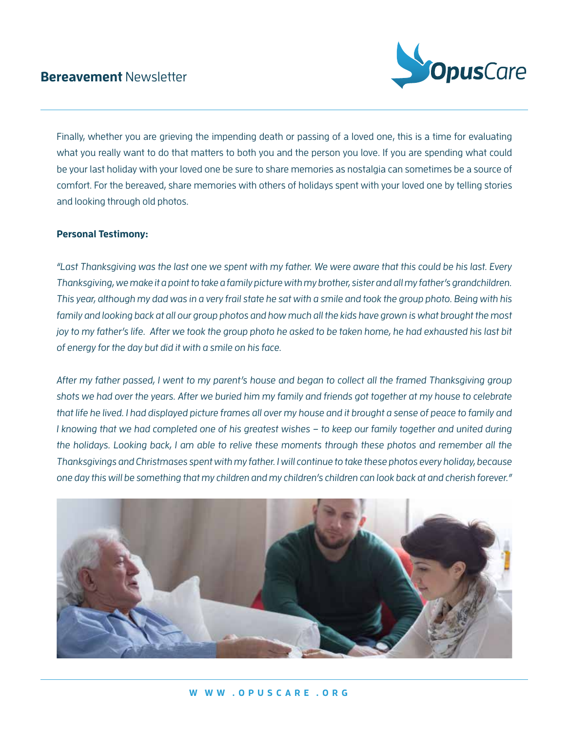Finally, whether you are grieving the impending death or passing of a loved one, this is a time for evaluating what you really want to do that matters to both you and the person you love. If you are spending what could be your last holiday with your loved one be sure to share memories as nostalgia can sometimes be a source of comfort. For the bereaved, share memories with others of holidays spent with your loved one by telling stories and looking through old photos.

**Personal Testimony:**

*"Last Thanksgiving was the last one we spent with my father. We were aware that this could be his last. Every Thanksgiving, we make it a point to take a family picture with my brother, sister and all my father's grandchildren. This year, although my dad was in a very frail state he sat with a smile and took the group photo. Being with his family and looking back at all our group photos and how much all the kids have grown is what brought the most joy to my father's life. After we took the group photo he asked to be taken home, he had exhausted his last bit of energy for the day but did it with a smile on his face.*

*After my father passed, I went to my parent's house and began to collect all the framed Thanksgiving group shots we had over the years. After we buried him my family and friends got together at my house to celebrate that life he lived. I had displayed picture frames all over my house and it brought a sense of peace to family and I knowing that we had completed one of his greatest wishes – to keep our family together and united during the holidays. Looking back, I am able to relive these moments through these photos and remember all the Thanksgivings and Christmases spent with my father. I will continue to take these photos every holiday, because one day this will be something that my children and my children's children can look back at and cherish forever."*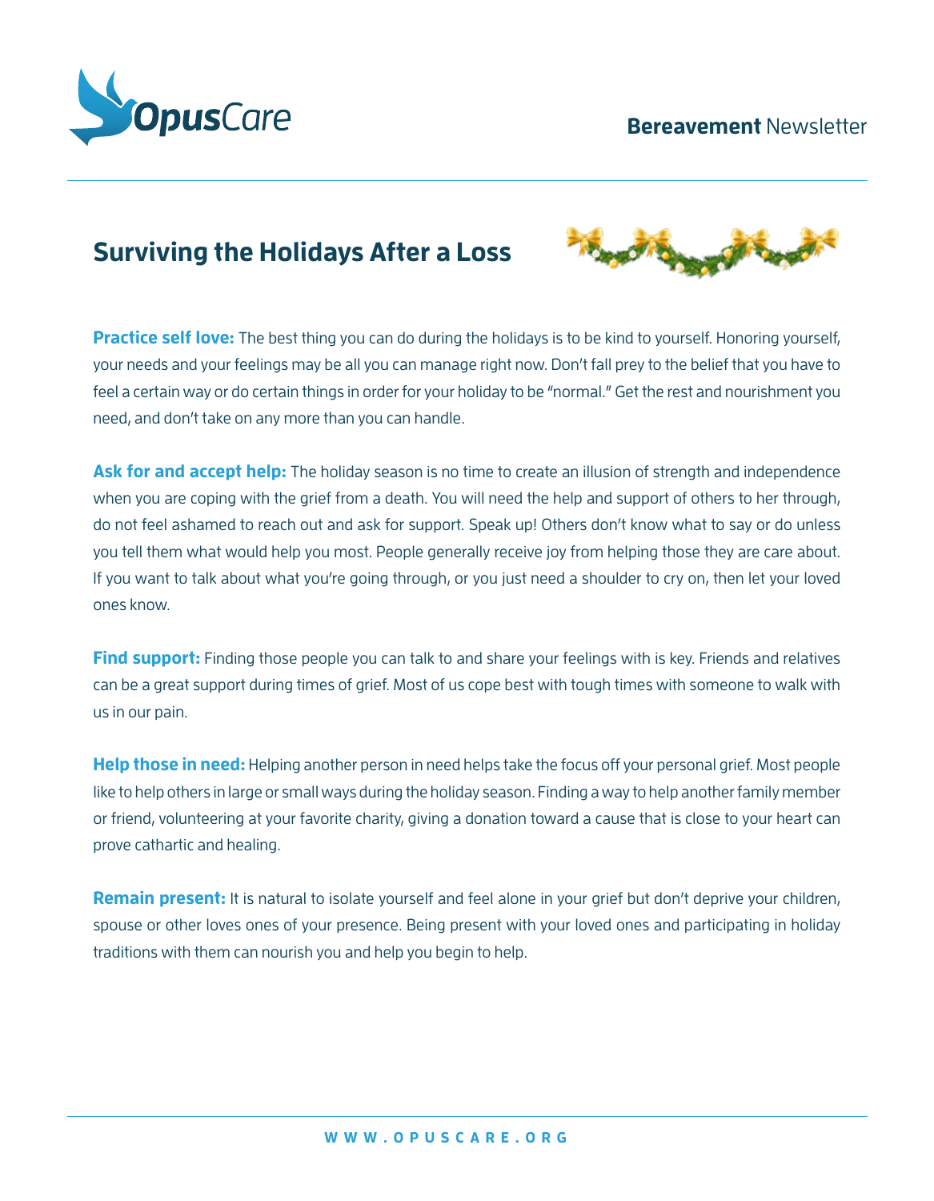# Surviving the Holidays After a Loss

**Practice self love:** The best thing you can do during the holidays is to be kind to yourself. Honoring yourself, your needs and your feelings may be all you can manage right now. Don't fall prey to the belief that you have to feel a certain way or do certain things in order for your holiday to be "normal." Get the rest and nourishment you need, and don't take on any more than you can handle.

**Ask for and accept help:** The holiday season is no time to create an illusion of strength and independence when you are coping with the grief from a death. You will need the help and support of others to her through, do not feel ashamed to reach out and ask for support. Speak up! Others don't know what to say or do unless you tell them what would help you most. People generally receive joy from helping those they are care about. If you want to talk about what you're going through, or you just need a shoulder to cry on, then let your loved ones know.

**Find support:** Finding those people you can talk to and share your feelings with is key. Friends and relatives can be a great support during times of grief. Most of us cope best with tough times with someone to walk with us in our pain.

**Help those in need:** Helping another person in need helps take the focus off your personal grief. Most people like to help others in large or small ways during the holiday season. Finding a way to help another family member or friend, volunteering at your favorite charity, giving a donation toward a cause that is close to your heart can prove cathartic and healing.

**Remain present:** It is natural to isolate yourself and feel alone in your grief but don't deprive your children, spouse or other loves ones of your presence. Being present with your loved ones and participating in holiday traditions with them can nourish you and help you begin to help.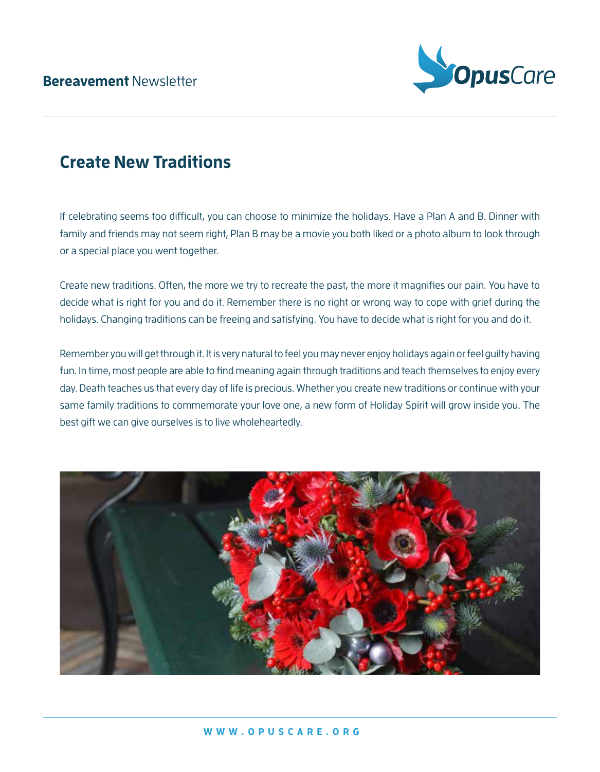## Create New Traditions

If celebrating seems too difficult, you can choose to minimize the holidays. Have a Plan A and B. Dinner with family and friends may not seem right, Plan B may be a movie you both liked or a photo album to look through or a special place you went together.

Create new traditions. Often, the more we try to recreate the past, the more it magnifies our pain. You have to decide what is right for you and do it. Remember there is no right or wrong way to cope with grief during the holidays. Changing traditions can be freeing and satisfying. You have to decide what is right for you and do it.

Remember you will get through it. It is very natural to feel you may never enjoy holidays again or feel guilty having fun. In time, most people are able to find meaning again through traditions and teach themselves to enjoy every day. Death teaches us that every day of life is precious. Whether you create new traditions or continue with your same family traditions to commemorate your love one, a new form of Holiday Spirit will grow inside you. The best gift we can give ourselves is to live wholeheartedly.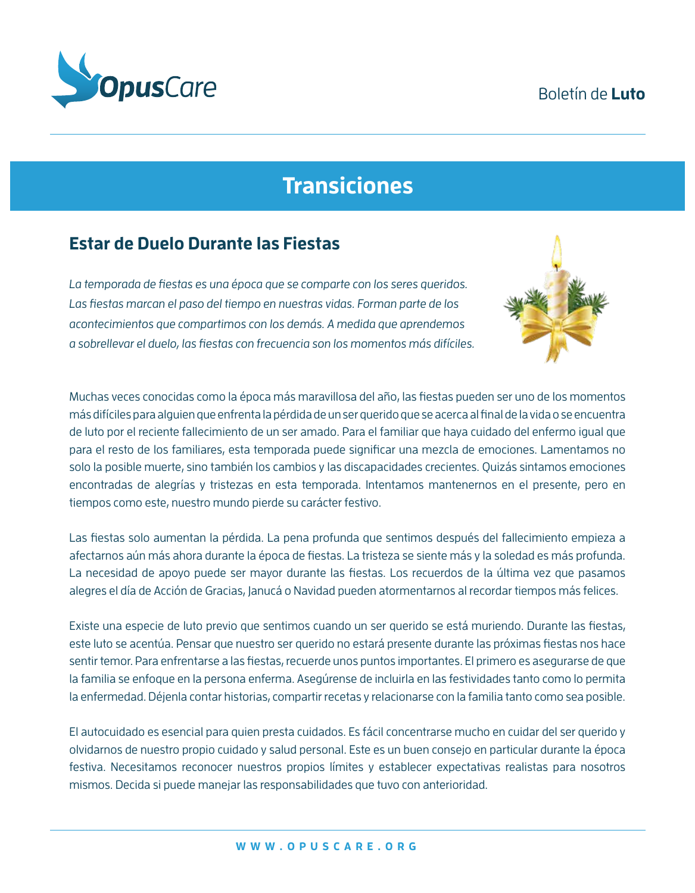Boletín de **Luto**

# Transiciones

## Estar de Duelo Durante las Fiestas

*La temporada de fiestas es una época que se comparte con los seres queridos. Las fiestas marcan el paso del tiempo en nuestras vidas. Forman parte de los acontecimientos que compartimos con los demás. A medida que aprendemos a sobrellevar el duelo, las fiestas con frecuencia son los momentos más difíciles.*

Muchas veces conocidas como la época más maravillosa del año, las fiestas pueden ser uno de los momentos más difíciles para alguien que enfrenta la pérdida de un ser querido que se acerca al final de la vida o se encuentra de luto por el reciente fallecimiento de un ser amado. Para el familiar que haya cuidado del enfermo igual que para el resto de los familiares, esta temporada puede significar una mezcla de emociones. Lamentamos no solo la posible muerte, sino también los cambios y las discapacidades crecientes. Quizás sintamos emociones encontradas de alegrías y tristezas en esta temporada. Intentamos mantenernos en el presente, pero en tiempos como este, nuestro mundo pierde su carácter festivo.

Las fiestas solo aumentan la pérdida. La pena profunda que sentimos después del fallecimiento empieza a afectarnos aún más ahora durante la época de fiestas. La tristeza se siente más y la soledad es más profunda. La necesidad de apoyo puede ser mayor durante las fiestas. Los recuerdos de la última vez que pasamos alegres el día de Acción de Gracias, Janucá o Navidad pueden atormentarnos al recordar tiempos más felices.

Existe una especie de luto previo que sentimos cuando un ser querido se está muriendo. Durante las fiestas, este luto se acentúa. Pensar que nuestro ser querido no estará presente durante las próximas fiestas nos hace sentir temor. Para enfrentarse a las fiestas, recuerde unos puntos importantes. El primero es asegurarse de que la familia se enfoque en la persona enferma. Asegúrense de incluirla en las festividades tanto como lo permita la enfermedad. Déjenla contar historias, compartir recetas y relacionarse con la familia tanto como sea posible.

El autocuidado es esencial para quien presta cuidados. Es fácil concentrarse mucho en cuidar del ser querido y olvidarnos de nuestro propio cuidado y salud personal. Este es un buen consejo en particular durante la época festiva. Necesitamos reconocer nuestros propios límites y establecer expectativas realistas para nosotros mismos. Decida si puede manejar las responsabilidades que tuvo con anterioridad.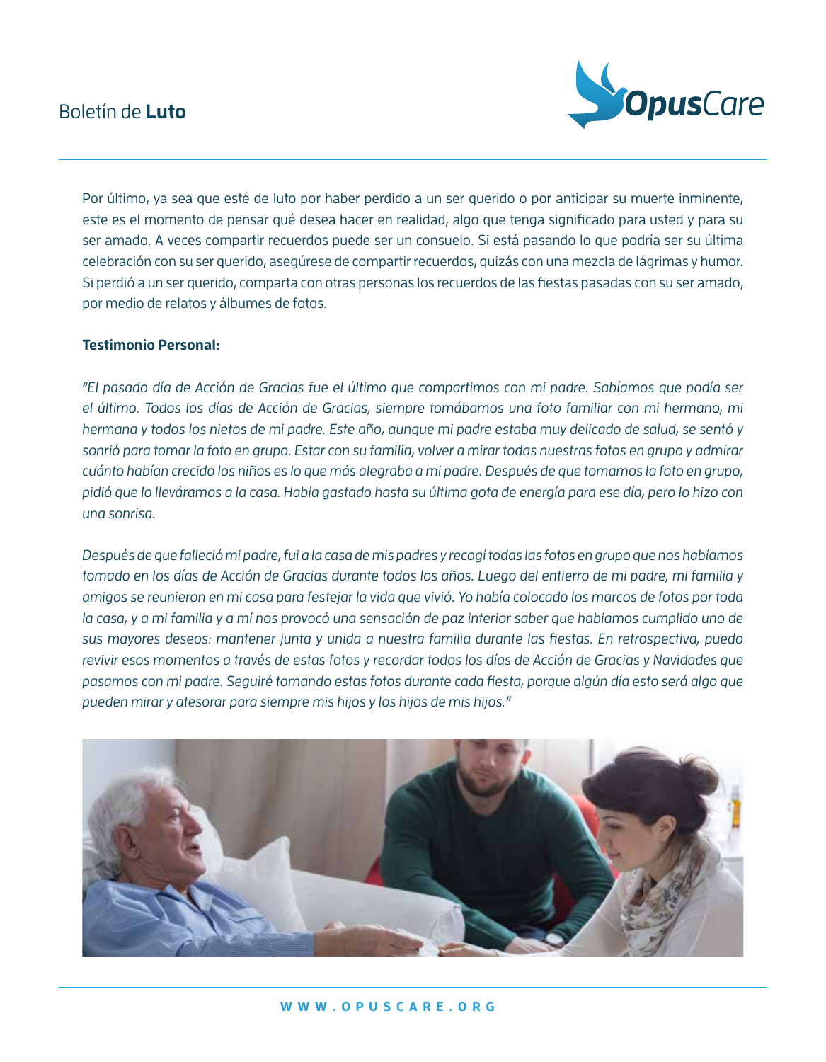Por último, ya sea que esté de luto por haber perdido a un ser querido o por anticipar su muerte inminente, este es el momento de pensar qué desea hacer en realidad, algo que tenga significado para usted y para su ser amado. A veces compartir recuerdos puede ser un consuelo. Si está pasando lo que podría ser su última celebración con su ser querido, asegúrese de compartir recuerdos, quizás con una mezcla de lágrimas y humor. Si perdió a un ser querido, comparta con otras personas los recuerdos de las fiestas pasadas con su ser amado, por medio de relatos y álbumes de fotos.

**Testimonio Personal:**

*"El pasado día de Acción de Gracias fue el último que compartimos con mi padre. Sabíamos que podía ser el último. Todos los días de Acción de Gracias, siempre tomábamos una foto familiar con mi hermano, mi hermana y todos los nietos de mi padre. Este año, aunque mi padre estaba muy delicado de salud, se sentó y sonrió para tomar la foto en grupo. Estar con su familia, volver a mirar todas nuestras fotos en grupo y admirar cuánto habían crecido los niños es lo que más alegraba a mi padre. Después de que tomamos la foto en grupo, pidió que lo lleváramos a la casa. Había gastado hasta su última gota de energía para ese día, pero lo hizo con una sonrisa.*

*Después de que falleció mi padre, fui a la casa de mis padres y recogí todas las fotos en grupo que nos habíamos tomado en los días de Acción de Gracias durante todos los años. Luego del entierro de mi padre, mi familia y amigos se reunieron en mi casa para festejar la vida que vivió. Yo había colocado los marcos de fotos por toda la casa, y a mi familia y a mí nos provocó una sensación de paz interior saber que habíamos cumplido uno de sus mayores deseos: mantener junta y unida a nuestra familia durante las fiestas. En retrospectiva, puedo revivir esos momentos a través de estas fotos y recordar todos los días de Acción de Gracias y Navidades que pasamos con mi padre. Seguiré tomando estas fotos durante cada fiesta, porque algún día esto será algo que pueden mirar y atesorar para siempre mis hijos y los hijos de mis hijos."*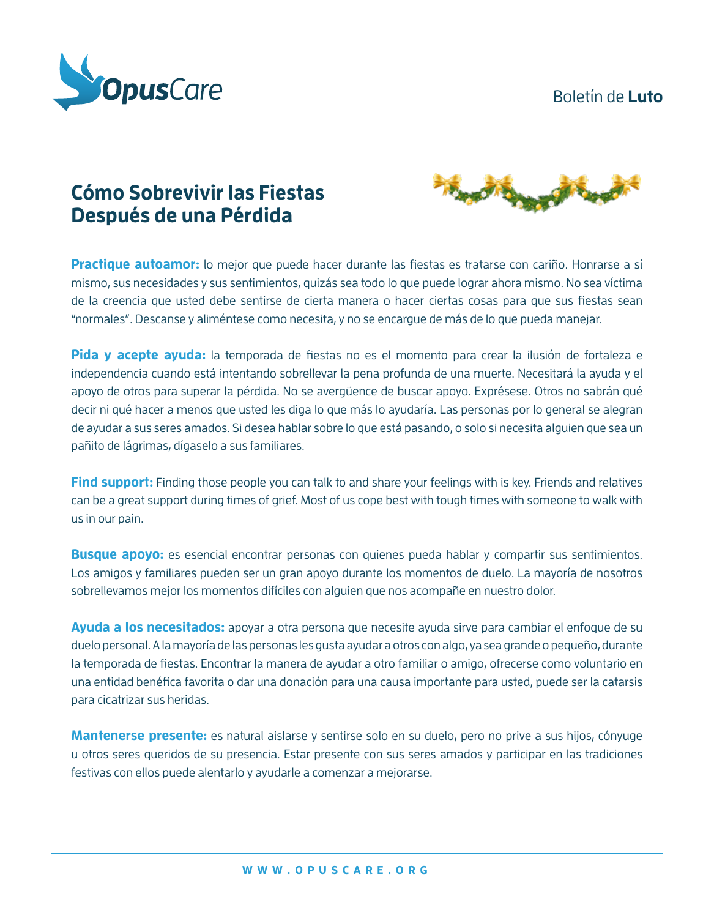## Cómo Sobrevivir las Fiestas Después de una Pérdida

**Practique autoamor:** lo mejor que puede hacer durante las fiestas es tratarse con cariño. Honrarse a sí mismo, sus necesidades y sus sentimientos, quizás sea todo lo que puede lograr ahora mismo. No sea víctima de la creencia que usted debe sentirse de cierta manera o hacer ciertas cosas para que sus fiestas sean "normales". Descanse y aliméntese como necesita, y no se encargue de más de lo que pueda manejar.

**Pida y acepte ayuda:** la temporada de fiestas no es el momento para crear la ilusión de fortaleza e independencia cuando está intentando sobrellevar la pena profunda de una muerte. Necesitará la ayuda y el apoyo de otros para superar la pérdida. No se avergüence de buscar apoyo. Exprésese. Otros no sabrán qué decir ni qué hacer a menos que usted les diga lo que más lo ayudaría. Las personas por lo general se alegran de ayudar a sus seres amados. Si desea hablar sobre lo que está pasando, o solo si necesita alguien que sea un pañito de lágrimas, dígaselo a sus familiares.

**Find support:** Finding those people you can talk to and share your feelings with is key. Friends and relatives can be a great support during times of grief. Most of us cope best with tough times with someone to walk with us in our pain.

**Busque apoyo:** es esencial encontrar personas con quienes pueda hablar y compartir sus sentimientos. Los amigos y familiares pueden ser un gran apoyo durante los momentos de duelo. La mayoría de nosotros sobrellevamos mejor los momentos difíciles con alguien que nos acompañe en nuestro dolor.

**Ayuda a los necesitados:** apoyar a otra persona que necesite ayuda sirve para cambiar el enfoque de su duelo personal. A la mayoría de las personas les gusta ayudar a otros con algo, ya sea grande o pequeño, durante la temporada de fiestas. Encontrar la manera de ayudar a otro familiar o amigo, ofrecerse como voluntario en una entidad benéfica favorita o dar una donación para una causa importante para usted, puede ser la catarsis para cicatrizar sus heridas.

**Mantenerse presente:** es natural aislarse y sentirse solo en su duelo, pero no prive a sus hijos, cónyuge u otros seres queridos de su presencia. Estar presente con sus seres amados y participar en las tradiciones festivas con ellos puede alentarlo y ayudarle a comenzar a mejorarse.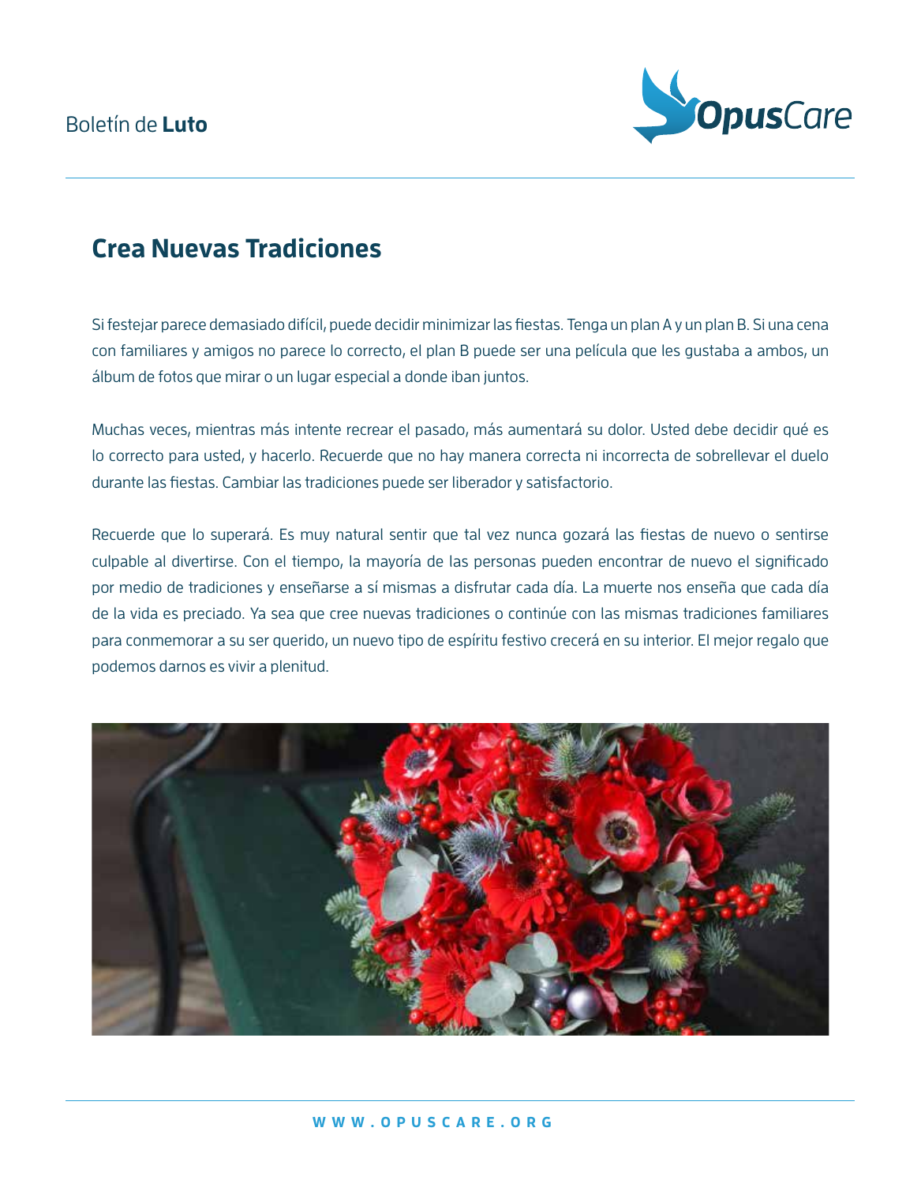# Crea Nuevas Tradiciones

Si festejar parece demasiado difícil, puede decidir minimizar las fiestas. Tenga un plan A y un plan B. Si una cena con familiares y amigos no parece lo correcto, el plan B puede ser una película que les gustaba a ambos, un álbum de fotos que mirar o un lugar especial a donde iban juntos.

Muchas veces, mientras más intente recrear el pasado, más aumentará su dolor. Usted debe decidir qué es lo correcto para usted, y hacerlo. Recuerde que no hay manera correcta ni incorrecta de sobrellevar el duelo durante las fiestas. Cambiar las tradiciones puede ser liberador y satisfactorio.

Recuerde que lo superará. Es muy natural sentir que tal vez nunca gozará las fiestas de nuevo o sentirse culpable al divertirse. Con el tiempo, la mayoría de las personas pueden encontrar de nuevo el significado por medio de tradiciones y enseñarse a sí mismas a disfrutar cada día. La muerte nos enseña que cada día de la vida es preciado. Ya sea que cree nuevas tradiciones o continúe con las mismas tradiciones familiares para conmemorar a su ser querido, un nuevo tipo de espíritu festivo crecerá en su interior. El mejor regalo que podemos darnos es vivir a plenitud.